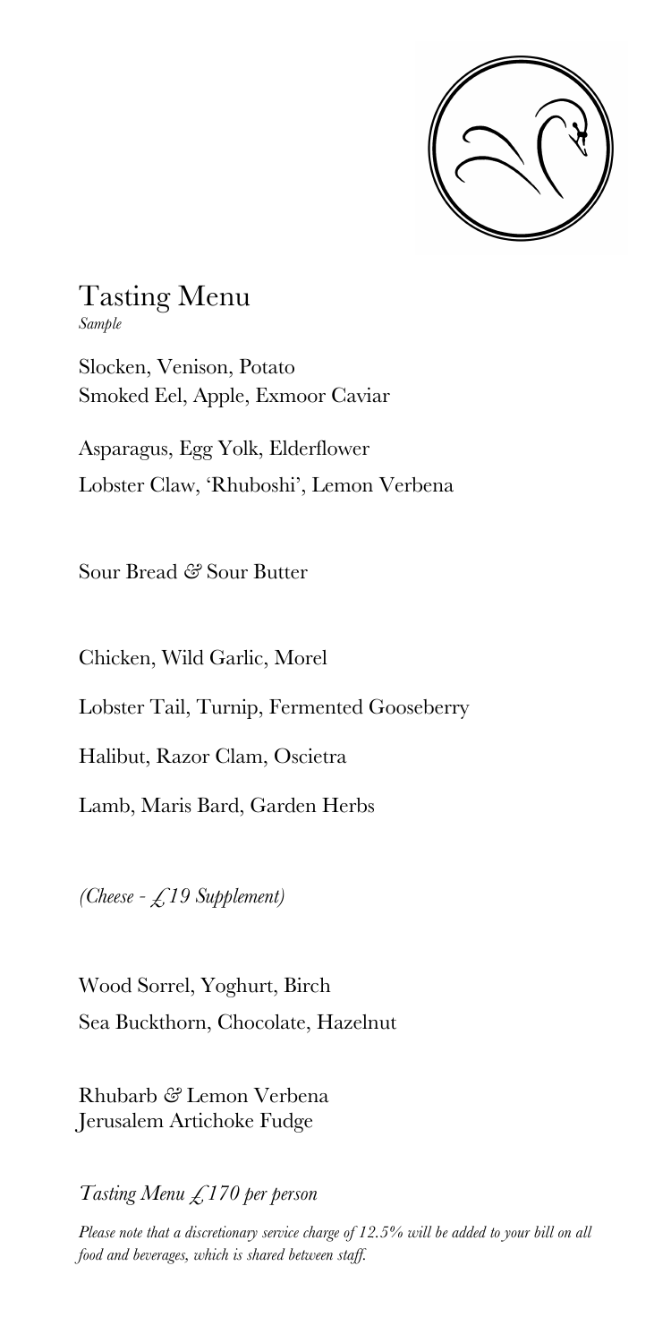# Tasting Menu

*Sample*

Slocken, Venison, Potato
Smoked Eel, Apple, Exmoor Caviar

Asparagus, Egg Yolk, Elderflower
Lobster Claw, 'Rhuboshi', Lemon Verbena

Sour Bread & Sour Butter

Chicken, Wild Garlic, Morel

Lobster Tail, Turnip, Fermented Gooseberry

Halibut, Razor Clam, Oscietra

Lamb, Maris Bard, Garden Herbs

*(Cheese - £19 Supplement)*

Wood Sorrel, Yoghurt, Birch
Sea Buckthorn, Chocolate, Hazelnut

Rhubarb & Lemon Verbena
Jerusalem Artichoke Fudge

*Tasting Menu £170 per person*

*Please note that a discretionary service charge of 12.5% will be added to your bill on all food and beverages, which is shared between staff.*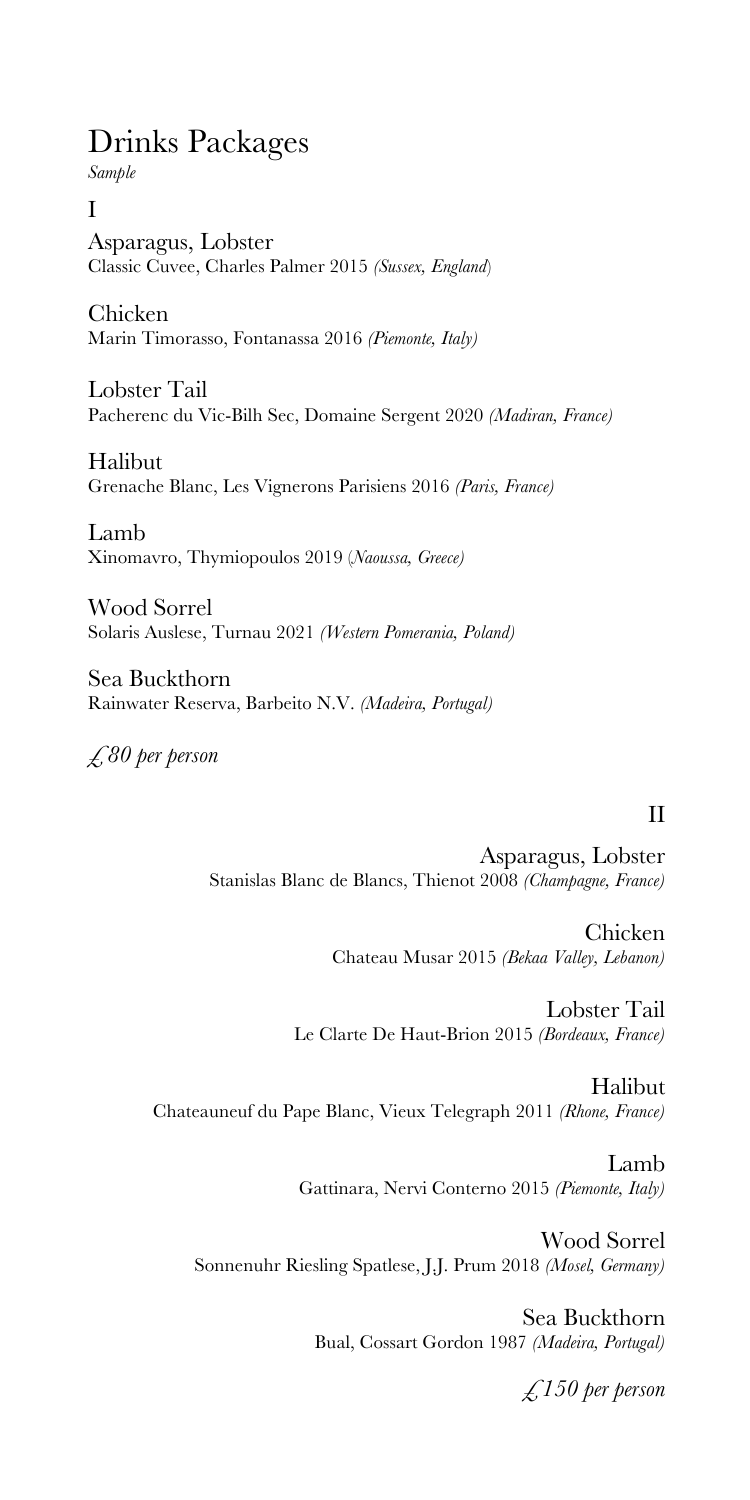# Drinks Packages

*Sample*

## I

Asparagus, Lobster
Classic Cuvee, Charles Palmer 2015 *(Sussex, England)*

Chicken
Marin Timorasso, Fontanassa 2016 *(Piemonte, Italy)*

Lobster Tail
Pacherenc du Vic-Bilh Sec, Domaine Sergent 2020 *(Madiran, France)*

Halibut
Grenache Blanc, Les Vignerons Parisiens 2016 *(Paris, France)*

Lamb
Xinomavro, Thymiopoulos 2019 *(Naoussa, Greece)*

Wood Sorrel
Solaris Auslese, Turnau 2021 *(Western Pomerania, Poland)*

Sea Buckthorn
Rainwater Reserva, Barbeito N.V. *(Madeira, Portugal)*

*£80 per person*

## II

Asparagus, Lobster
Stanislas Blanc de Blancs, Thienot 2008 *(Champagne, France)*

Chicken
Chateau Musar 2015 *(Bekaa Valley, Lebanon)*

Lobster Tail
Le Clarte De Haut-Brion 2015 *(Bordeaux, France)*

Halibut
Chateauneuf du Pape Blanc, Vieux Telegraph 2011 *(Rhone, France)*

Lamb
Gattinara, Nervi Conterno 2015 *(Piemonte, Italy)*

Wood Sorrel
Sonnenuhr Riesling Spatlese, J.J. Prum 2018 *(Mosel, Germany)*

Sea Buckthorn
Bual, Cossart Gordon 1987 *(Madeira, Portugal)*

*£150 per person*